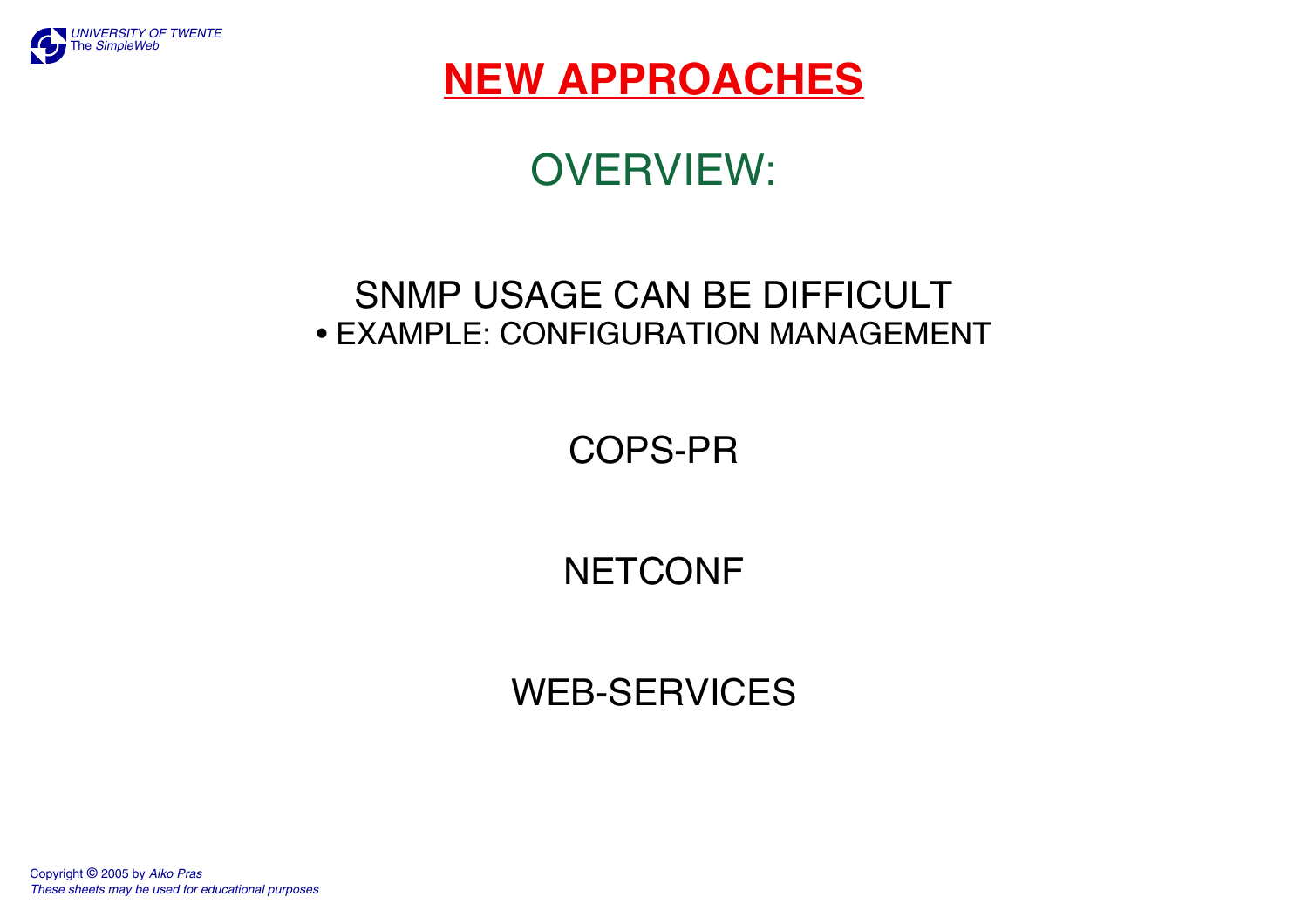# NEW APPROACHES

## OVERVIEW:

SNMP USAGE CAN BE DIFFICULT

- EXAMPLE: CONFIGURATION MANAGEMENT

COPS-PR

NETCONF

WEB-SERVICES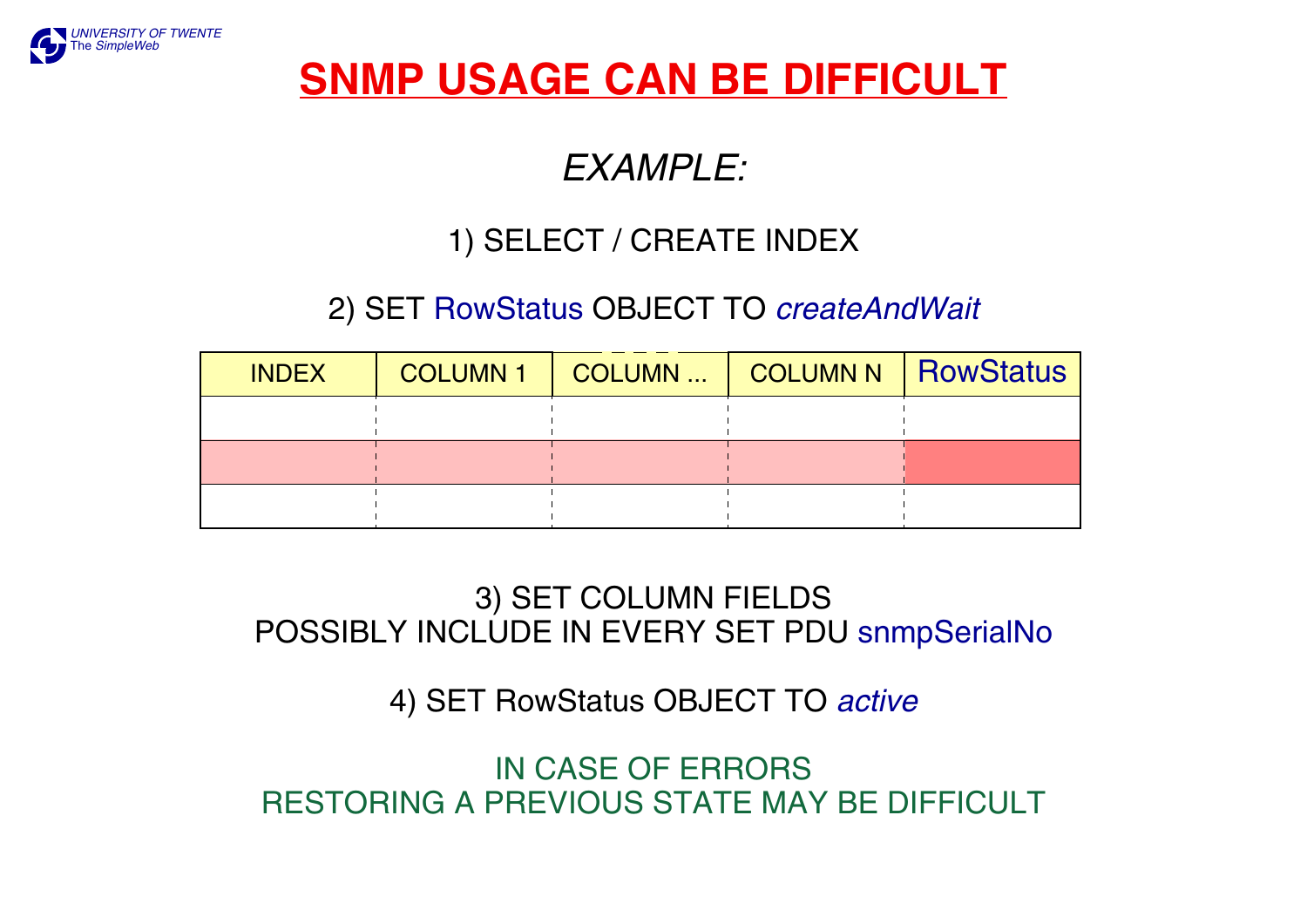# SNMP USAGE CAN BE DIFFICULT

*EXAMPLE:*

1) SELECT / CREATE INDEX

2) SET RowStatus OBJECT TO *createAndWait*

| INDEX | COLUMN 1 | COLUMN ... | COLUMN N | RowStatus |
|---|---|---|---|---|
| | | | | |
| | | | | |
| | | | | |

3) SET COLUMN FIELDS
POSSIBLY INCLUDE IN EVERY SET PDU snmpSerialNo

4) SET RowStatus OBJECT TO *active*

IN CASE OF ERRORS
RESTORING A PREVIOUS STATE MAY BE DIFFICULT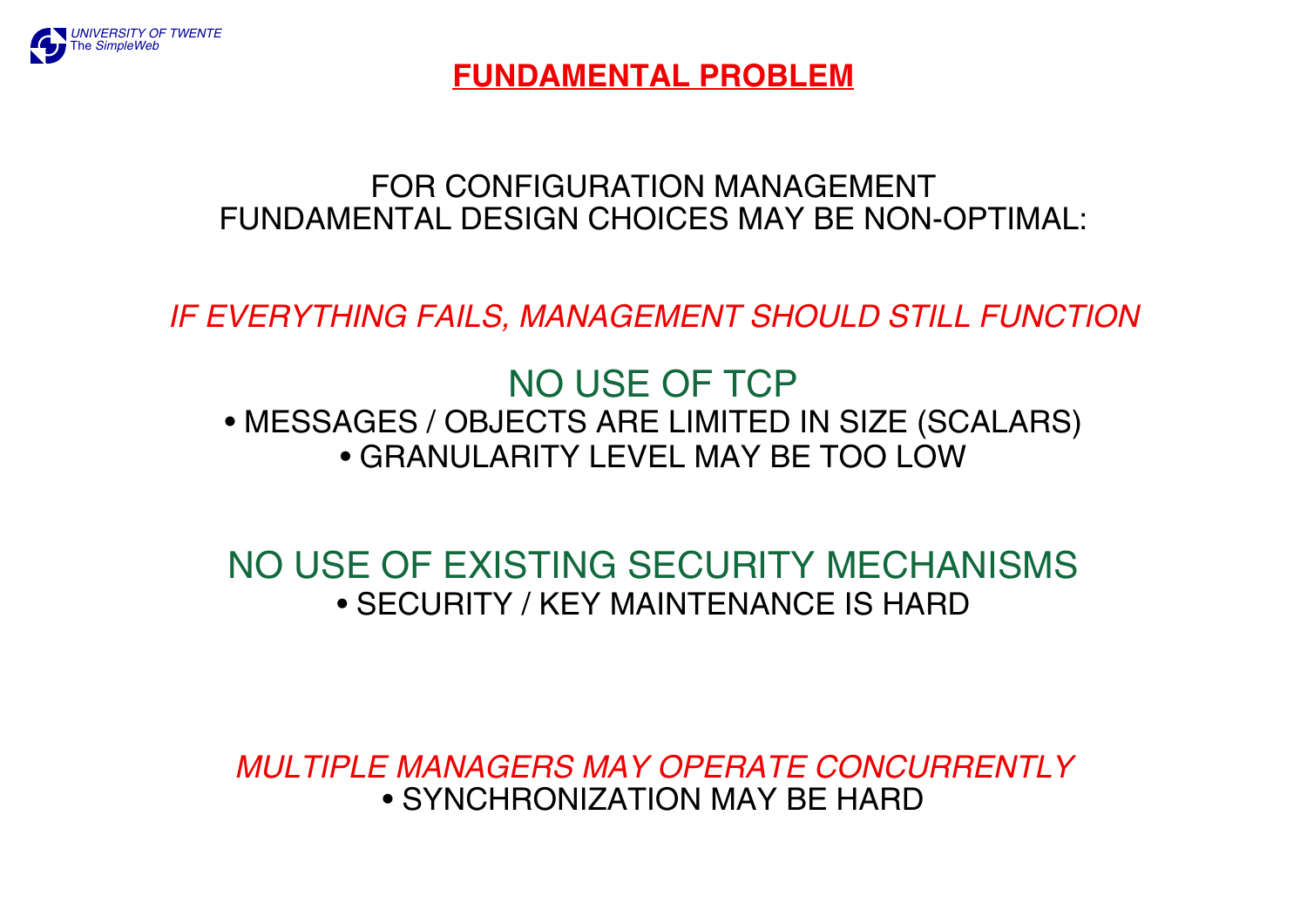# FUNDAMENTAL PROBLEM

FOR CONFIGURATION MANAGEMENT
FUNDAMENTAL DESIGN CHOICES MAY BE NON-OPTIMAL:

*IF EVERYTHING FAILS, MANAGEMENT SHOULD STILL FUNCTION*

## NO USE OF TCP

- MESSAGES / OBJECTS ARE LIMITED IN SIZE (SCALARS)
- GRANULARITY LEVEL MAY BE TOO LOW

## NO USE OF EXISTING SECURITY MECHANISMS

- SECURITY / KEY MAINTENANCE IS HARD

*MULTIPLE MANAGERS MAY OPERATE CONCURRENTLY*

- SYNCHRONIZATION MAY BE HARD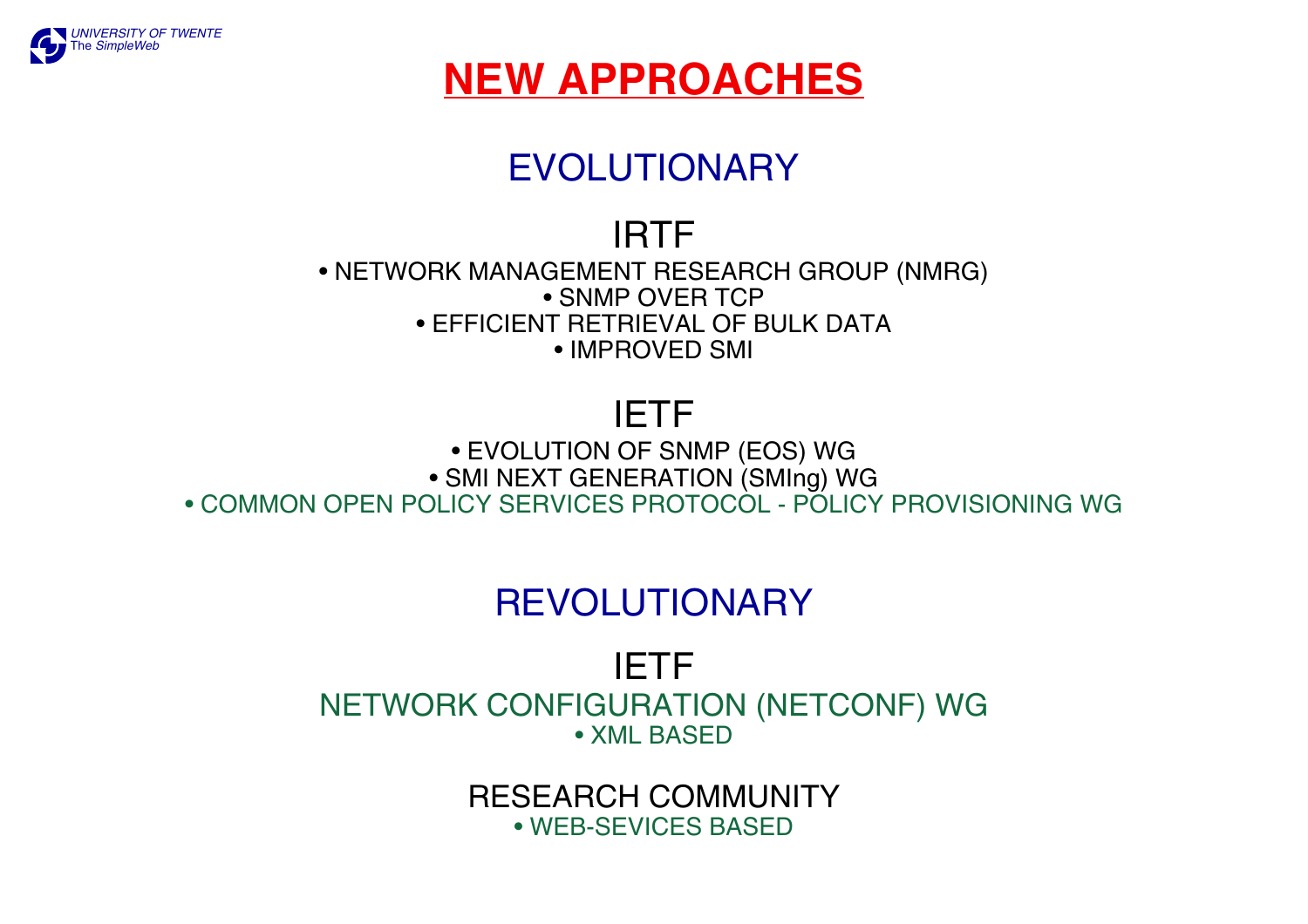# NEW APPROACHES

## EVOLUTIONARY

### IRTF

- NETWORK MANAGEMENT RESEARCH GROUP (NMRG)
- SNMP OVER TCP
- EFFICIENT RETRIEVAL OF BULK DATA
- IMPROVED SMI

### IETF

- EVOLUTION OF SNMP (EOS) WG
- SMI NEXT GENERATION (SMIng) WG
- COMMON OPEN POLICY SERVICES PROTOCOL - POLICY PROVISIONING WG

## REVOLUTIONARY

### IETF

NETWORK CONFIGURATION (NETCONF) WG

- XML BASED

### RESEARCH COMMUNITY

- WEB-SEVICES BASED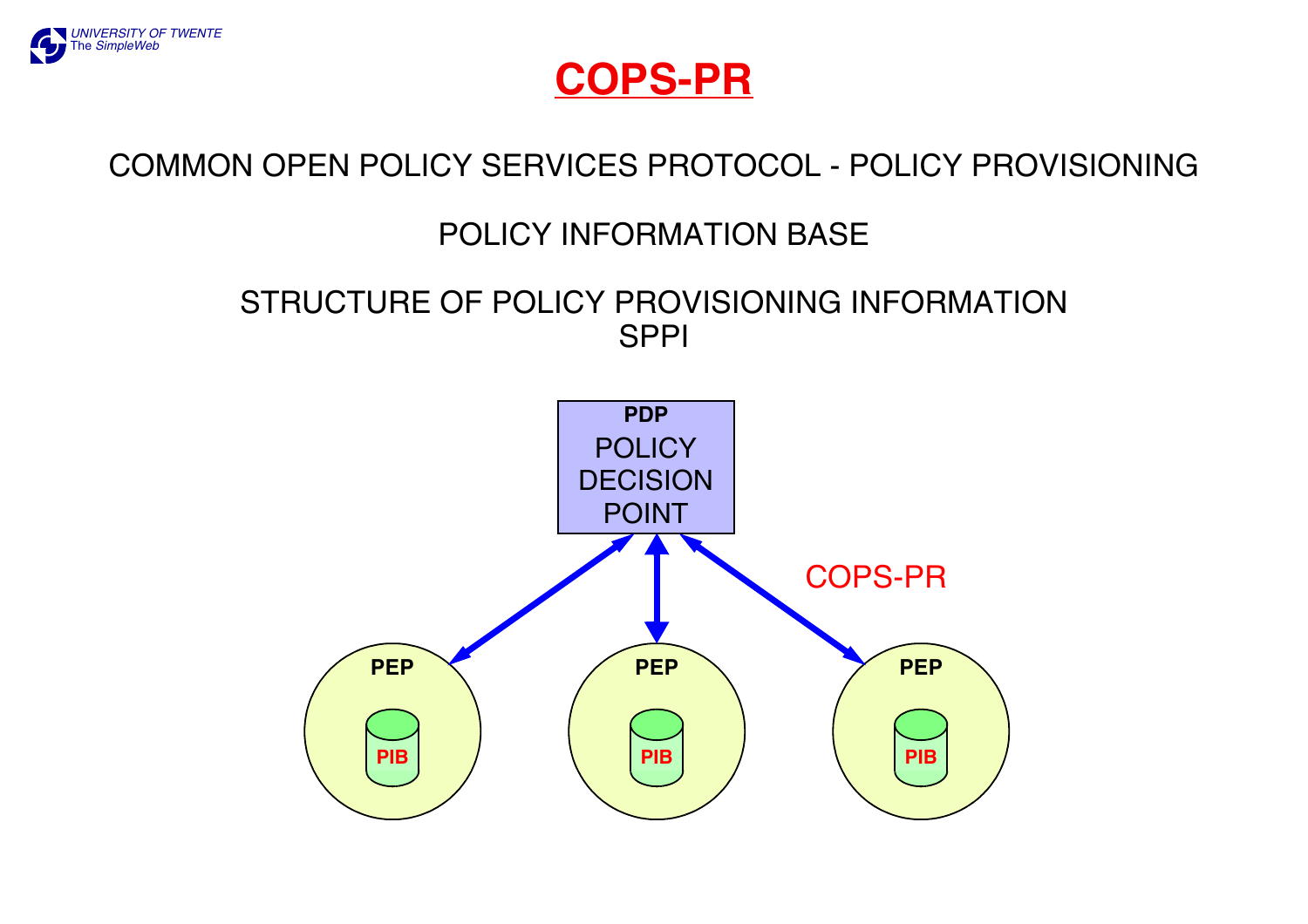# COPS-PR

COMMON OPEN POLICY SERVICES PROTOCOL - POLICY PROVISIONING

POLICY INFORMATION BASE

STRUCTURE OF POLICY PROVISIONING INFORMATION
SPPI

**PDP**
POLICY
DECISION
POINT

COPS-PR

**PEP** **PIB**

**PEP** **PIB**

**PEP** **PIB**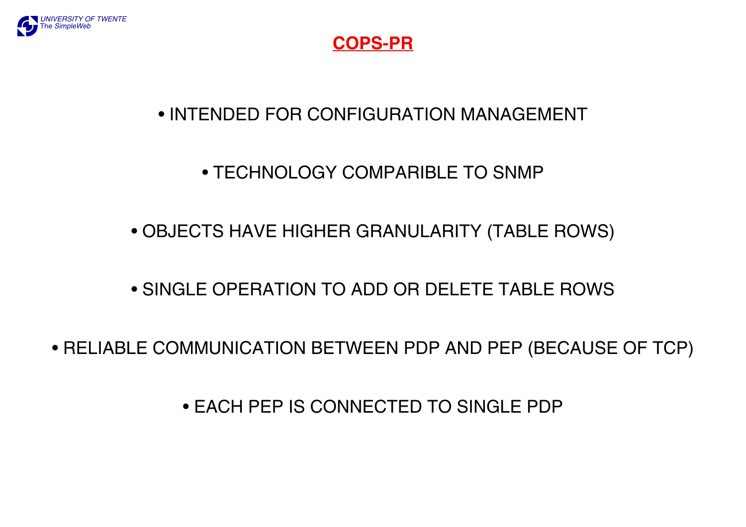# COPS-PR

- INTENDED FOR CONFIGURATION MANAGEMENT
- TECHNOLOGY COMPARIBLE TO SNMP
- OBJECTS HAVE HIGHER GRANULARITY (TABLE ROWS)
- SINGLE OPERATION TO ADD OR DELETE TABLE ROWS
- RELIABLE COMMUNICATION BETWEEN PDP AND PEP (BECAUSE OF TCP)
- EACH PEP IS CONNECTED TO SINGLE PDP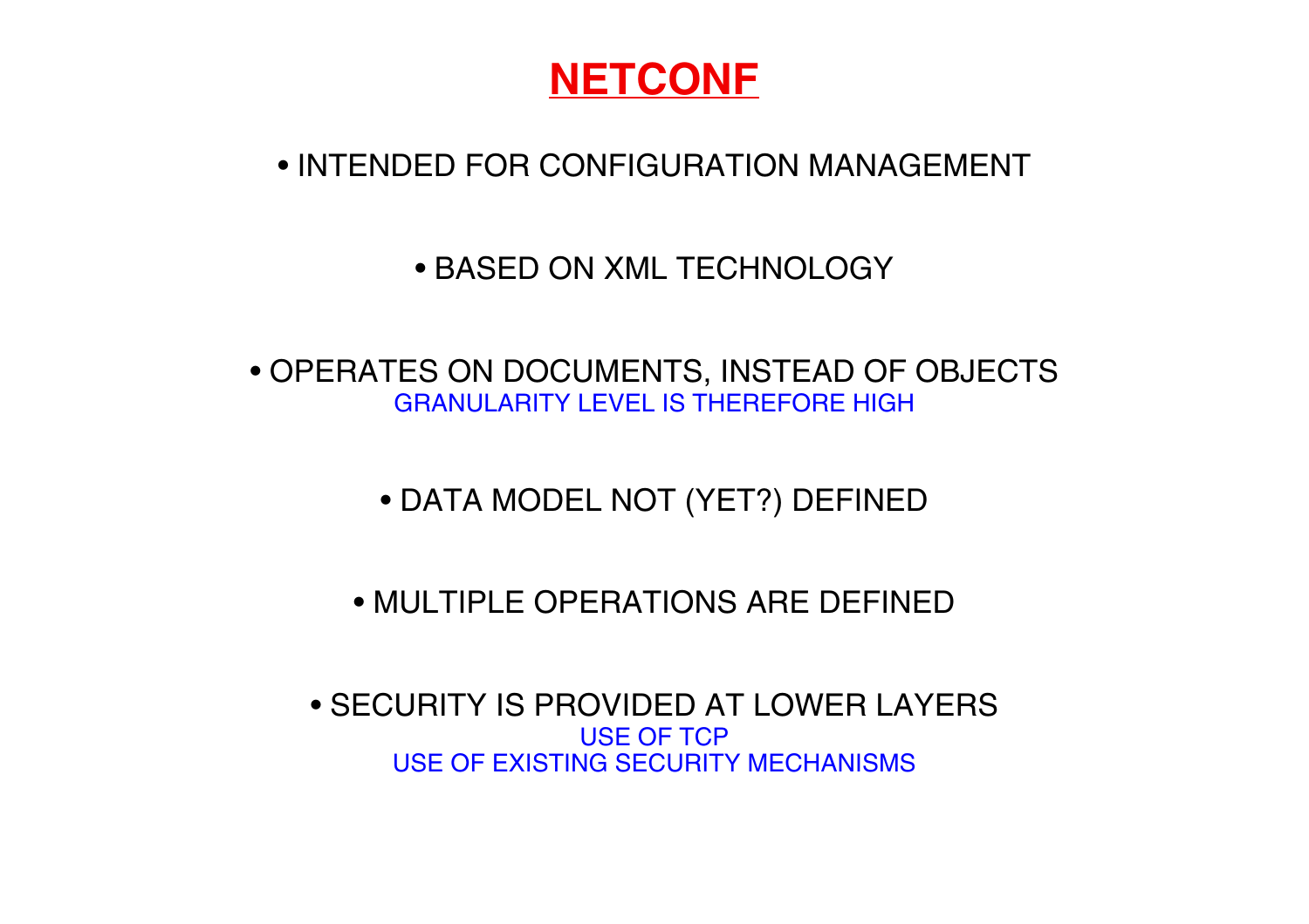# NETCONF

- INTENDED FOR CONFIGURATION MANAGEMENT

- BASED ON XML TECHNOLOGY

- OPERATES ON DOCUMENTS, INSTEAD OF OBJECTS
  GRANULARITY LEVEL IS THEREFORE HIGH

- DATA MODEL NOT (YET?) DEFINED

- MULTIPLE OPERATIONS ARE DEFINED

- SECURITY IS PROVIDED AT LOWER LAYERS
  USE OF TCP
  USE OF EXISTING SECURITY MECHANISMS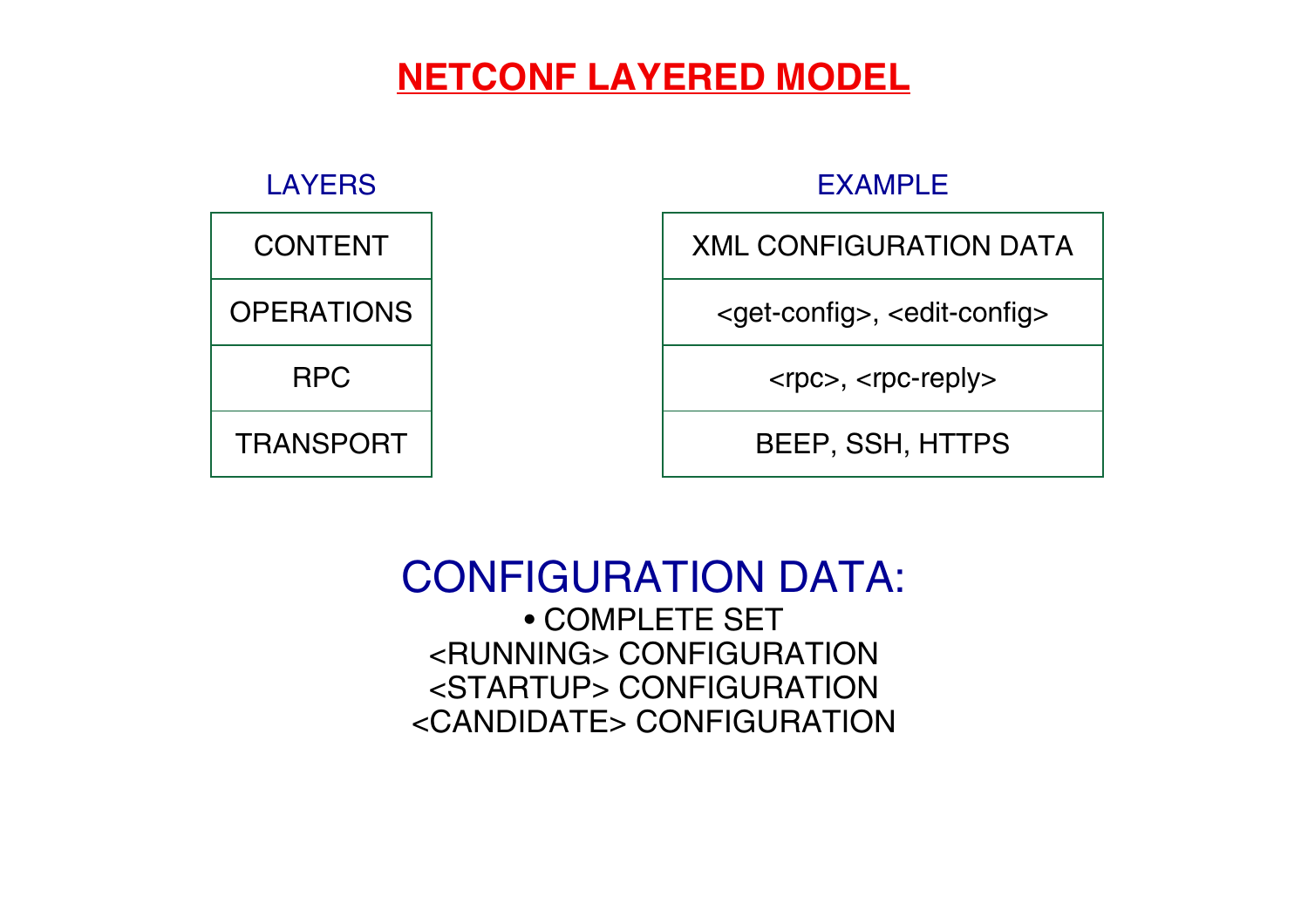# NETCONF LAYERED MODEL

| LAYERS | EXAMPLE |
| --- | --- |
| CONTENT | XML CONFIGURATION DATA |
| OPERATIONS | <get-config>, <edit-config> |
| RPC | <rpc>, <rpc-reply> |
| TRANSPORT | BEEP, SSH, HTTPS |

## CONFIGURATION DATA:

• COMPLETE SET
<RUNNING> CONFIGURATION
<STARTUP> CONFIGURATION
<CANDIDATE> CONFIGURATION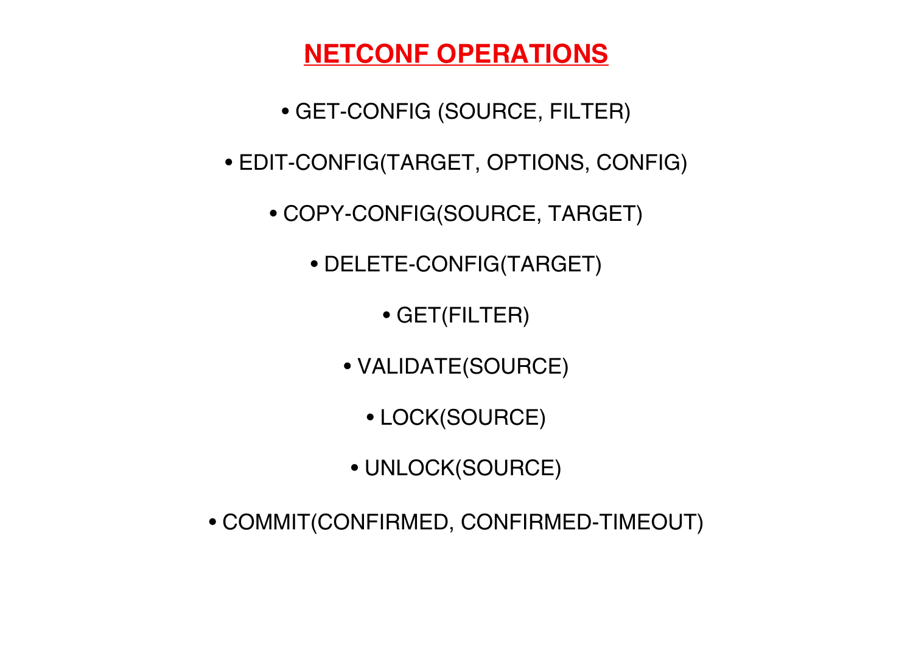# NETCONF OPERATIONS

- GET-CONFIG (SOURCE, FILTER)
- EDIT-CONFIG(TARGET, OPTIONS, CONFIG)
- COPY-CONFIG(SOURCE, TARGET)
- DELETE-CONFIG(TARGET)
- GET(FILTER)
- VALIDATE(SOURCE)
- LOCK(SOURCE)
- UNLOCK(SOURCE)
- COMMIT(CONFIRMED, CONFIRMED-TIMEOUT)